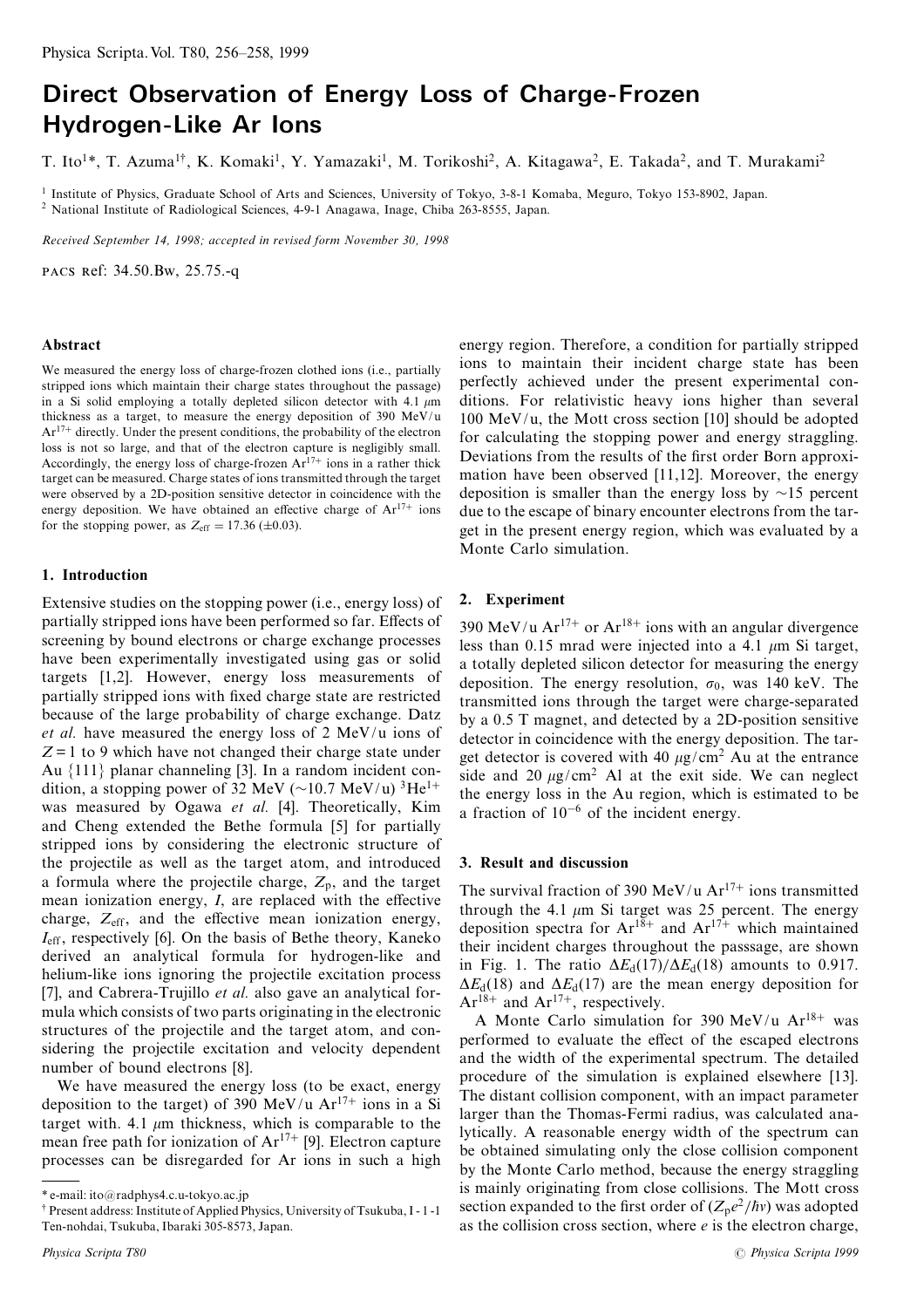# Direct Observation of Energy Loss of Charge-Frozen Hydrogen-Like Ar Ions

T. Ito[1]*, T. Azuma[1†], K. Komaki[1], Y. Yamazaki[1], M. Torikoshi[2], A. Kitagawa[2], E. Takada[2], and T. Murakami[2]

[1] Institute of Physics, Graduate School of Arts and Sciences, University of Tokyo, 3-8-1 Komaba, Meguro, Tokyo 153-8902, Japan.
[2] National Institute of Radiological Sciences, 4-9-1 Anagawa, Inage, Chiba 263-8555, Japan.

*Received September 14, 1998; accepted in revised form November 30, 1998*

PACS Ref: 34.50.Bw, 25.75.-q

### Abstract

We measured the energy loss of charge-frozen clothed ions (i.e., partially stripped ions which maintain their charge states throughout the passage) in a Si solid employing a totally depleted silicon detector with 4.1 $\mu$m thickness as a target, to measure the energy deposition of 390 MeV/u $Ar^{17+}$ directly. Under the present conditions, the probability of the electron loss is not so large, and that of the electron capture is negligibly small. Accordingly, the energy loss of charge-frozen $Ar^{17+}$ ions in a rather thick target can be measured. Charge states of ions transmitted through the target were observed by a 2D-position sensitive detector in coincidence with the energy deposition. We have obtained an effective charge of $Ar^{17+}$ ions for the stopping power, as $Z_{\text{eff}} = 17.36$ ($\pm 0.03$).

## 1. Introduction

Extensive studies on the stopping power (i.e., energy loss) of partially stripped ions have been performed so far. Effects of screening by bound electrons or charge exchange processes have been experimentally investigated using gas or solid targets [1,2]. However, energy loss measurements of partially stripped ions with fixed charge state are restricted because of the large probability of charge exchange. Datz *et al.* have measured the energy loss of 2 MeV/u ions of $Z = 1$ to 9 which have not changed their charge state under Au {111} planar channeling [3]. In a random incident condition, a stopping power of 32 MeV (~10.7 MeV/u) $^3He^{1+}$ was measured by Ogawa *et al.* [4]. Theoretically, Kim and Cheng extended the Bethe formula [5] for partially stripped ions by considering the electronic structure of the projectile as well as the target atom, and introduced a formula where the projectile charge, $Z_p$, and the target mean ionization energy, $I$, are replaced with the effective charge, $Z_{\text{eff}}$, and the effective mean ionization energy, $I_{\text{eff}}$, respectively [6]. On the basis of Bethe theory, Kaneko derived an analytical formula for hydrogen-like and helium-like ions ignoring the projectile excitation process [7], and Cabrera-Trujillo *et al.* also gave an analytical formula which consists of two parts originating in the electronic structures of the projectile and the target atom, and considering the projectile excitation and velocity dependent number of bound electrons [8].

We have measured the energy loss (to be exact, energy deposition to the target) of 390 MeV/u $Ar^{17+}$ ions in a Si target with 4.1 $\mu$m thickness, which is comparable to the mean free path for ionization of $Ar^{17+}$ [9]. Electron capture processes can be disregarded for Ar ions in such a high energy region. Therefore, a condition for partially stripped ions to maintain their incident charge state has been perfectly achieved under the present experimental conditions. For relativistic heavy ions higher than several 100 MeV/u, the Mott cross section [10] should be adopted for calculating the stopping power and energy straggling. Deviations from the results of the first order Born approximation have been observed [11,12]. Moreover, the energy deposition is smaller than the energy loss by ~15 percent due to the escape of binary encounter electrons from the target in the present energy region, which was evaluated by a Monte Carlo simulation.

## 2. Experiment

390 MeV/u $Ar^{17+}$ or $Ar^{18+}$ ions with an angular divergence less than 0.15 mrad were injected into a 4.1 $\mu$m Si target, a totally depleted silicon detector for measuring the energy deposition. The energy resolution, $\sigma_0$, was 140 keV. The transmitted ions through the target were charge-separated by a 0.5 T magnet, and detected by a 2D-position sensitive detector in coincidence with the energy deposition. The target detector is covered with 40 $\mu$g/cm$^2$ Au at the entrance side and 20 $\mu$g/cm$^2$ Al at the exit side. We can neglect the energy loss in the Au region, which is estimated to be a fraction of $10^{-6}$ of the incident energy.

## 3. Result and discussion

The survival fraction of 390 MeV/u $Ar^{17+}$ ions transmitted through the 4.1 $\mu$m Si target was 25 percent. The energy deposition spectra for $Ar^{18+}$ and $Ar^{17+}$ which maintained their incident charges throughout the passsage, are shown in Fig. 1. The ratio $\Delta E_d(17)/\Delta E_d(18)$ amounts to 0.917. $\Delta E_d(18)$ and $\Delta E_d(17)$ are the mean energy deposition for $Ar^{18+}$ and $Ar^{17+}$, respectively.

A Monte Carlo simulation for 390 MeV/u $Ar^{18+}$ was performed to evaluate the effect of the escaped electrons and the width of the experimental spectrum. The detailed procedure of the simulation is explained elsewhere [13]. The distant collision component, with an impact parameter larger than the Thomas-Fermi radius, was calculated analytically. A reasonable energy width of the spectrum can be obtained simulating only the close collision component by the Monte Carlo method, because the energy straggling is mainly originating from close collisions. The Mott cross section expanded to the first order of $(Z_p e^2/\hbar v)$ was adopted as the collision cross section, where $e$ is the electron charge,

\* e-mail: ito@radphys4.c.u-tokyo.ac.jp
† Present address: Institute of Applied Physics, University of Tsukuba, 1-1-1 Ten-nohdai, Tsukuba, Ibaraki 305-8573, Japan.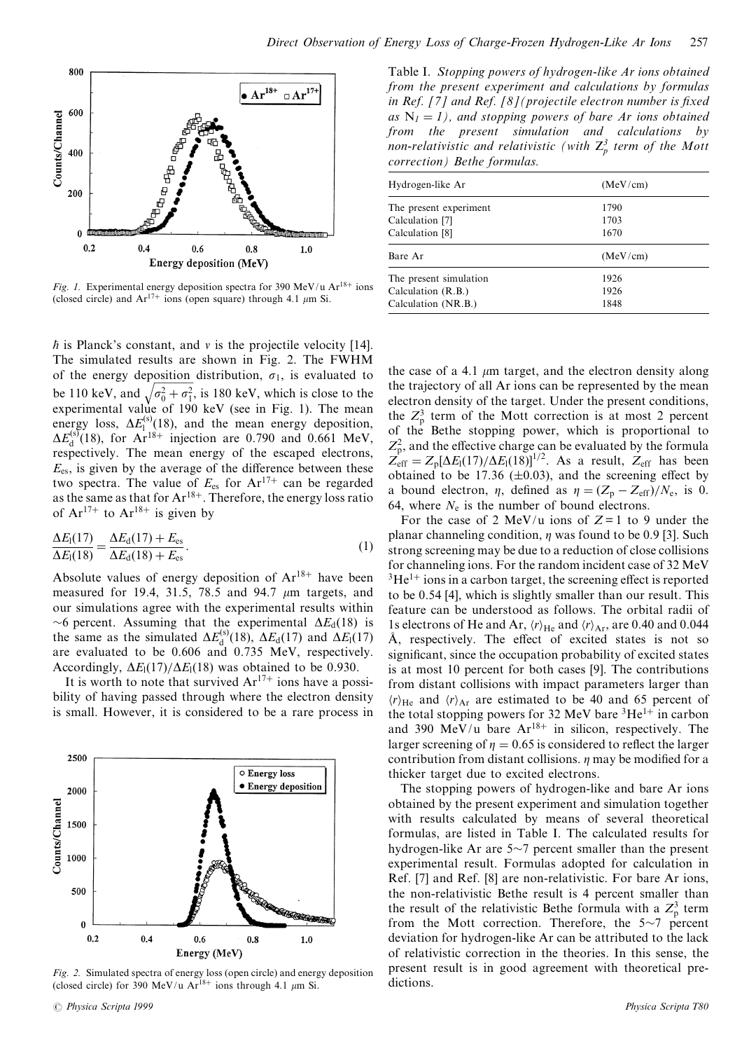*Fig. 1.* Experimental energy deposition spectra for 390 MeV/u $Ar^{18+}$ ions (closed circle) and $Ar^{17+}$ ions (open square) through 4.1 $\mu$m Si.

$\hbar$ is Planck's constant, and $v$ is the projectile velocity [14]. The simulated results are shown in Fig. 2. The FWHM of the energy deposition distribution, $\sigma_1$, is evaluated to be 110 keV, and $\sqrt{\sigma_0^2 + \sigma_1^2}$, is 180 keV, which is close to the experimental value of 190 keV (see in Fig. 1). The mean energy loss, $\Delta E_l^{(s)}(18)$, and the mean energy deposition, $\Delta E_d^{(s)}(18)$, for $Ar^{18+}$ injection are 0.790 and 0.661 MeV, respectively. The mean energy of the escaped electrons, $E_{es}$, is given by the average of the difference between these two spectra. The value of $E_{es}$ for $Ar^{17+}$ can be regarded as the same as that for $Ar^{18+}$. Therefore, the energy loss ratio of $Ar^{17+}$ to $Ar^{18+}$ is given by

$$\frac{\Delta E_l(17)}{\Delta E_l(18)} = \frac{\Delta E_d(17) + E_{es}}{\Delta E_d(18) + E_{es}}. \tag{1}$$

Absolute values of energy deposition of $Ar^{18+}$ have been measured for 19.4, 31.5, 78.5 and 94.7 $\mu$m targets, and our simulations agree with the experimental results within ~6 percent. Assuming that the experimental $\Delta E_d(18)$ is the same as the simulated $\Delta E_d^{(s)}(18)$, $\Delta E_d(17)$ and $\Delta E_l(17)$ are evaluated to be 0.606 and 0.735 MeV, respectively. Accordingly, $\Delta E_l(17)/\Delta E_l(18)$ was obtained to be 0.930.

It is worth to note that survived $Ar^{17+}$ ions have a possibility of having passed through where the electron density is small. However, it is considered to be a rare process in

*Fig. 2.* Simulated spectra of energy loss (open circle) and energy deposition (closed circle) for 390 MeV/u $Ar^{18+}$ ions through 4.1 $\mu$m Si.

*Table I. Stopping powers of hydrogen-like Ar ions obtained from the present experiment and calculations by formulas in Ref. [7] and Ref. [8] (projectile electron number is fixed as $N_1 = 1$), and stopping powers of bare Ar ions obtained from the present simulation and calculations by non-relativistic and relativistic (with $Z_p^3$ term of the Mott correction) Bethe formulas.*

| Hydrogen-like Ar | (MeV/cm) |
|---|---|
| The present experiment | 1790 |
| Calculation [7] | 1703 |
| Calculation [8] | 1670 |
| **Bare Ar** | **(MeV/cm)** |
| The present simulation | 1926 |
| Calculation (R.B.) | 1926 |
| Calculation (NR.B.) | 1848 |

the case of a 4.1 $\mu$m target, and the electron density along the trajectory of all Ar ions can be represented by the mean electron density of the target. Under the present conditions, the $Z_p^3$ term of the Mott correction is at most 2 percent of the Bethe stopping power, which is proportional to $Z_p^2$, and the effective charge can be evaluated by the formula $Z_{eff} = Z_p[\Delta E_l(17)/\Delta E_l(18)]^{1/2}$. As a result, $Z_{eff}$ has been obtained to be 17.36 ($\pm$0.03), and the screening effect by a bound electron, $\eta$, defined as $\eta = (Z_p - Z_{eff})/N_e$, is 0. 64, where $N_e$ is the number of bound electrons.

For the case of 2 MeV/u ions of $Z = 1$ to 9 under the planar channeling condition, $\eta$ was found to be 0.9 [3]. Such strong screening may be due to a reduction of close collisions for channeling ions. For the random incident case of 32 MeV $^3He^{1+}$ ions in a carbon target, the screening effect is reported to be 0.54 [4], which is slightly smaller than our result. This feature can be understood as follows. The orbital radii of 1s electrons of He and Ar, $\langle r \rangle_{He}$ and $\langle r \rangle_{Ar}$, are 0.40 and 0.044 Å, respectively. The effect of excited states is not so significant, since the occupation probability of excited states is at most 10 percent for both cases [9]. The contributions from distant collisions with impact parameters larger than $\langle r \rangle_{He}$ and $\langle r \rangle_{Ar}$ are estimated to be 40 and 65 percent of the total stopping powers for 32 MeV bare $^3He^{1+}$ in carbon and 390 MeV/u bare $Ar^{18+}$ in silicon, respectively. The larger screening of $\eta = 0.65$ is considered to reflect the larger contribution from distant collisions. $\eta$ may be modified for a thicker target due to excited electrons.

The stopping powers of hydrogen-like and bare Ar ions obtained by the present experiment and simulation together with results calculated by means of several theoretical formulas, are listed in Table I. The calculated results for hydrogen-like Ar are 5~7 percent smaller than the present experimental result. Formulas adopted for calculation in Ref. [7] and Ref. [8] are non-relativistic. For bare Ar ions, the non-relativistic Bethe result is 4 percent smaller than the result of the relativistic Bethe formula with a $Z_p^3$ term from the Mott correction. Therefore, the 5~7 percent deviation for hydrogen-like Ar can be attributed to the lack of relativistic correction in the theories. In this sense, the present result is in good agreement with theoretical predictions.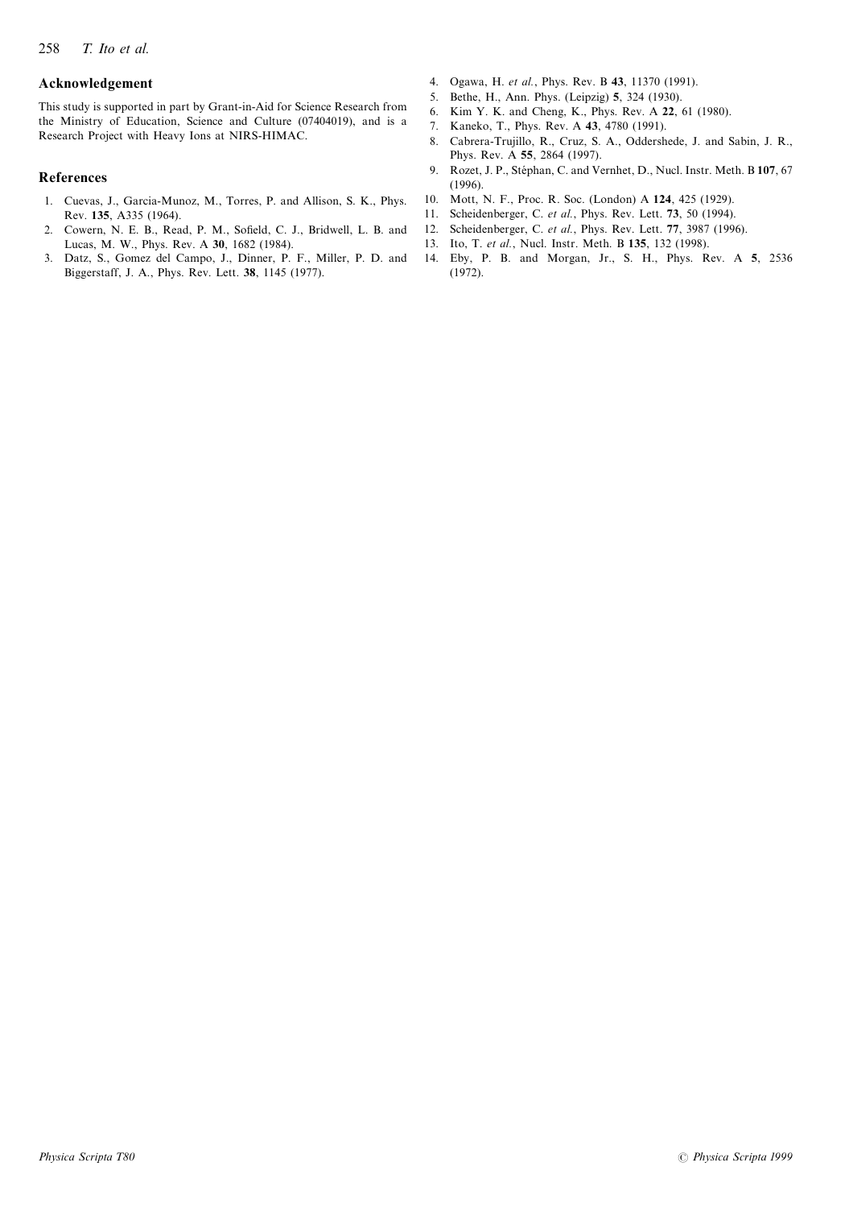## Acknowledgement

This study is supported in part by Grant-in-Aid for Science Research from the Ministry of Education, Science and Culture (07404019), and is a Research Project with Heavy Ions at NIRS-HIMAC.

## References

1. Cuevas, J., Garcia-Munoz, M., Torres, P. and Allison, S. K., Phys. Rev. **135**, A335 (1964).
2. Cowern, N. E. B., Read, P. M., Sofield, C. J., Bridwell, L. B. and Lucas, M. W., Phys. Rev. A **30**, 1682 (1984).
3. Datz, S., Gomez del Campo, J., Dinner, P. F., Miller, P. D. and Biggerstaff, J. A., Phys. Rev. Lett. **38**, 1145 (1977).
4. Ogawa, H. *et al.*, Phys. Rev. B **43**, 11370 (1991).
5. Bethe, H., Ann. Phys. (Leipzig) **5**, 324 (1930).
6. Kim Y. K. and Cheng, K., Phys. Rev. A **22**, 61 (1980).
7. Kaneko, T., Phys. Rev. A **43**, 4780 (1991).
8. Cabrera-Trujillo, R., Cruz, S. A., Oddershede, J. and Sabin, J. R., Phys. Rev. A **55**, 2864 (1997).
9. Rozet, J. P., Stéphan, C. and Vernhet, D., Nucl. Instr. Meth. B **107**, 67 (1996).
10. Mott, N. F., Proc. R. Soc. (London) A **124**, 425 (1929).
11. Scheidenberger, C. *et al.*, Phys. Rev. Lett. **73**, 50 (1994).
12. Scheidenberger, C. *et al.*, Phys. Rev. Lett. **77**, 3987 (1996).
13. Ito, T. *et al.*, Nucl. Instr. Meth. B **135**, 132 (1998).
14. Eby, P. B. and Morgan, Jr., S. H., Phys. Rev. A **5**, 2536 (1972).